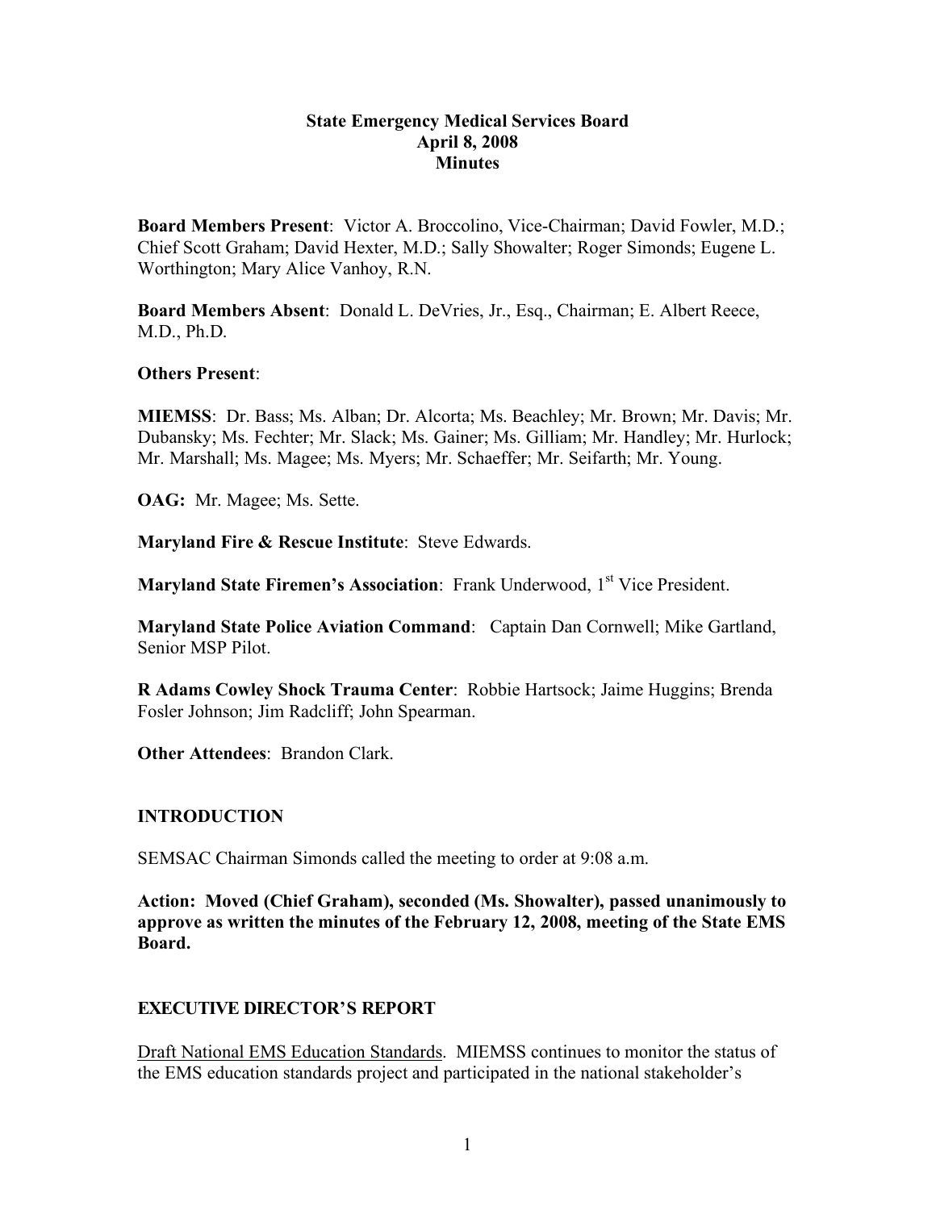# State Emergency Medical Services Board
## April 8, 2008
## Minutes

**Board Members Present**: Victor A. Broccolino, Vice-Chairman; David Fowler, M.D.; Chief Scott Graham; David Hexter, M.D.; Sally Showalter; Roger Simonds; Eugene L. Worthington; Mary Alice Vanhoy, R.N.

**Board Members Absent**: Donald L. DeVries, Jr., Esq., Chairman; E. Albert Reece, M.D., Ph.D.

**Others Present**:

**MIEMSS**: Dr. Bass; Ms. Alban; Dr. Alcorta; Ms. Beachley; Mr. Brown; Mr. Davis; Mr. Dubansky; Ms. Fechter; Mr. Slack; Ms. Gainer; Ms. Gilliam; Mr. Handley; Mr. Hurlock; Mr. Marshall; Ms. Magee; Ms. Myers; Mr. Schaeffer; Mr. Seifarth; Mr. Young.

**OAG:** Mr. Magee; Ms. Sette.

**Maryland Fire & Rescue Institute**: Steve Edwards.

**Maryland State Firemen's Association**: Frank Underwood, 1st Vice President.

**Maryland State Police Aviation Command**: Captain Dan Cornwell; Mike Gartland, Senior MSP Pilot.

**R Adams Cowley Shock Trauma Center**: Robbie Hartsock; Jaime Huggins; Brenda Fosler Johnson; Jim Radcliff; John Spearman.

**Other Attendees**: Brandon Clark.

## INTRODUCTION

SEMSAC Chairman Simonds called the meeting to order at 9:08 a.m.

**Action: Moved (Chief Graham), seconded (Ms. Showalter), passed unanimously to approve as written the minutes of the February 12, 2008, meeting of the State EMS Board.**

## EXECUTIVE DIRECTOR'S REPORT

Draft National EMS Education Standards. MIEMSS continues to monitor the status of the EMS education standards project and participated in the national stakeholder's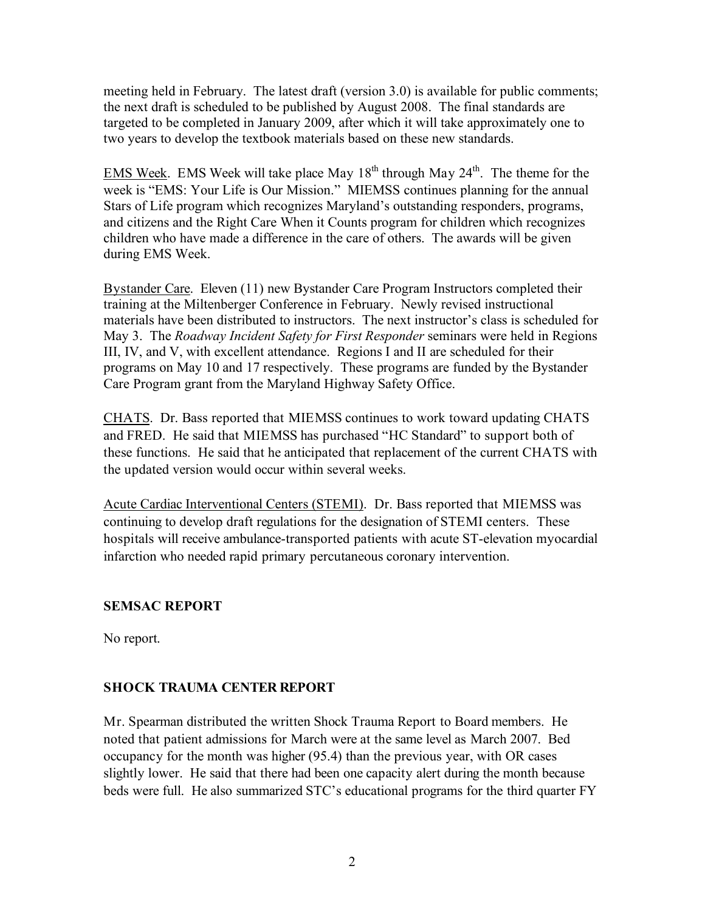meeting held in February. The latest draft (version 3.0) is available for public comments; the next draft is scheduled to be published by August 2008. The final standards are targeted to be completed in January 2009, after which it will take approximately one to two years to develop the textbook materials based on these new standards.

EMS Week. EMS Week will take place May 18th through May 24th. The theme for the week is "EMS: Your Life is Our Mission." MIEMSS continues planning for the annual Stars of Life program which recognizes Maryland's outstanding responders, programs, and citizens and the Right Care When it Counts program for children which recognizes children who have made a difference in the care of others. The awards will be given during EMS Week.

Bystander Care. Eleven (11) new Bystander Care Program Instructors completed their training at the Miltenberger Conference in February. Newly revised instructional materials have been distributed to instructors. The next instructor's class is scheduled for May 3. The *Roadway Incident Safety for First Responder* seminars were held in Regions III, IV, and V, with excellent attendance. Regions I and II are scheduled for their programs on May 10 and 17 respectively. These programs are funded by the Bystander Care Program grant from the Maryland Highway Safety Office.

CHATS. Dr. Bass reported that MIEMSS continues to work toward updating CHATS and FRED. He said that MIEMSS has purchased "HC Standard" to support both of these functions. He said that he anticipated that replacement of the current CHATS with the updated version would occur within several weeks.

Acute Cardiac Interventional Centers (STEMI). Dr. Bass reported that MIEMSS was continuing to develop draft regulations for the designation of STEMI centers. These hospitals will receive ambulance-transported patients with acute ST-elevation myocardial infarction who needed rapid primary percutaneous coronary intervention.

## SEMSAC REPORT

No report.

## SHOCK TRAUMA CENTER REPORT

Mr. Spearman distributed the written Shock Trauma Report to Board members. He noted that patient admissions for March were at the same level as March 2007. Bed occupancy for the month was higher (95.4) than the previous year, with OR cases slightly lower. He said that there had been one capacity alert during the month because beds were full. He also summarized STC's educational programs for the third quarter FY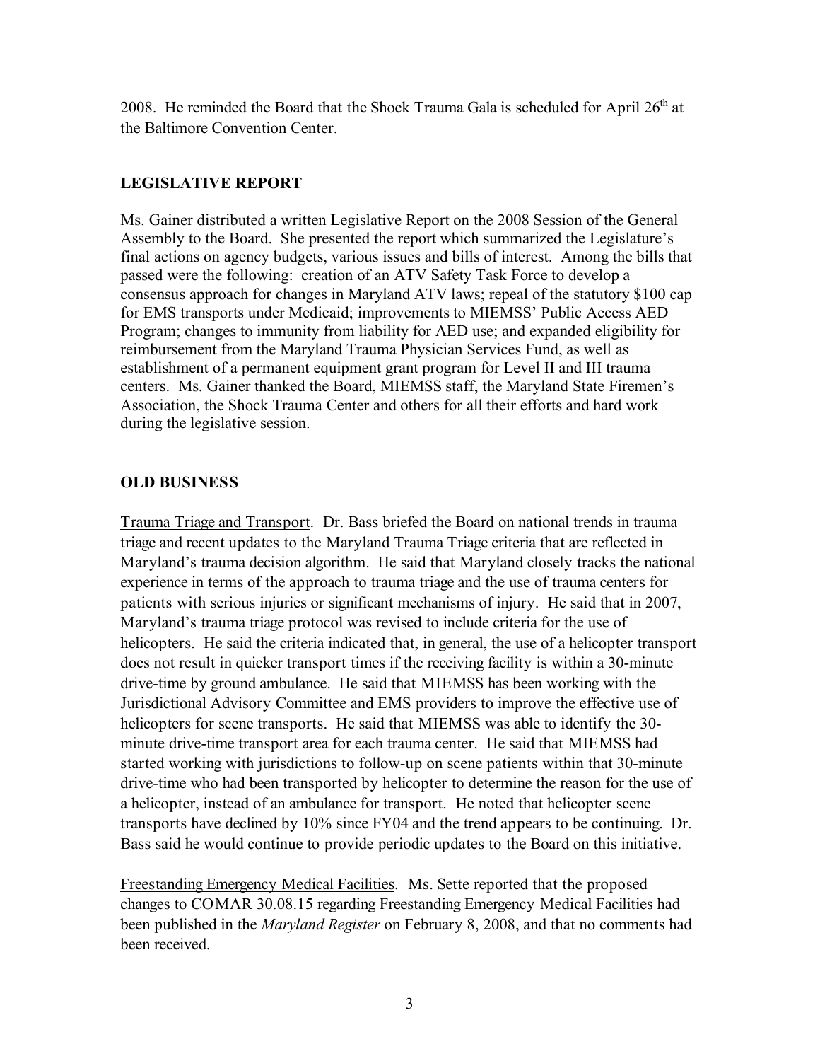2008. He reminded the Board that the Shock Trauma Gala is scheduled for April 26th at the Baltimore Convention Center.

**LEGISLATIVE REPORT**

Ms. Gainer distributed a written Legislative Report on the 2008 Session of the General Assembly to the Board. She presented the report which summarized the Legislature's final actions on agency budgets, various issues and bills of interest. Among the bills that passed were the following: creation of an ATV Safety Task Force to develop a consensus approach for changes in Maryland ATV laws; repeal of the statutory $100 cap for EMS transports under Medicaid; improvements to MIEMSS' Public Access AED Program; changes to immunity from liability for AED use; and expanded eligibility for reimbursement from the Maryland Trauma Physician Services Fund, as well as establishment of a permanent equipment grant program for Level II and III trauma centers. Ms. Gainer thanked the Board, MIEMSS staff, the Maryland State Firemen's Association, the Shock Trauma Center and others for all their efforts and hard work during the legislative session.

**OLD BUSINESS**

Trauma Triage and Transport. Dr. Bass briefed the Board on national trends in trauma triage and recent updates to the Maryland Trauma Triage criteria that are reflected in Maryland's trauma decision algorithm. He said that Maryland closely tracks the national experience in terms of the approach to trauma triage and the use of trauma centers for patients with serious injuries or significant mechanisms of injury. He said that in 2007, Maryland's trauma triage protocol was revised to include criteria for the use of helicopters. He said the criteria indicated that, in general, the use of a helicopter transport does not result in quicker transport times if the receiving facility is within a 30-minute drive-time by ground ambulance. He said that MIEMSS has been working with the Jurisdictional Advisory Committee and EMS providers to improve the effective use of helicopters for scene transports. He said that MIEMSS was able to identify the 30-minute drive-time transport area for each trauma center. He said that MIEMSS had started working with jurisdictions to follow-up on scene patients within that 30-minute drive-time who had been transported by helicopter to determine the reason for the use of a helicopter, instead of an ambulance for transport. He noted that helicopter scene transports have declined by 10% since FY04 and the trend appears to be continuing. Dr. Bass said he would continue to provide periodic updates to the Board on this initiative.

Freestanding Emergency Medical Facilities. Ms. Sette reported that the proposed changes to COMAR 30.08.15 regarding Freestanding Emergency Medical Facilities had been published in the *Maryland Register* on February 8, 2008, and that no comments had been received.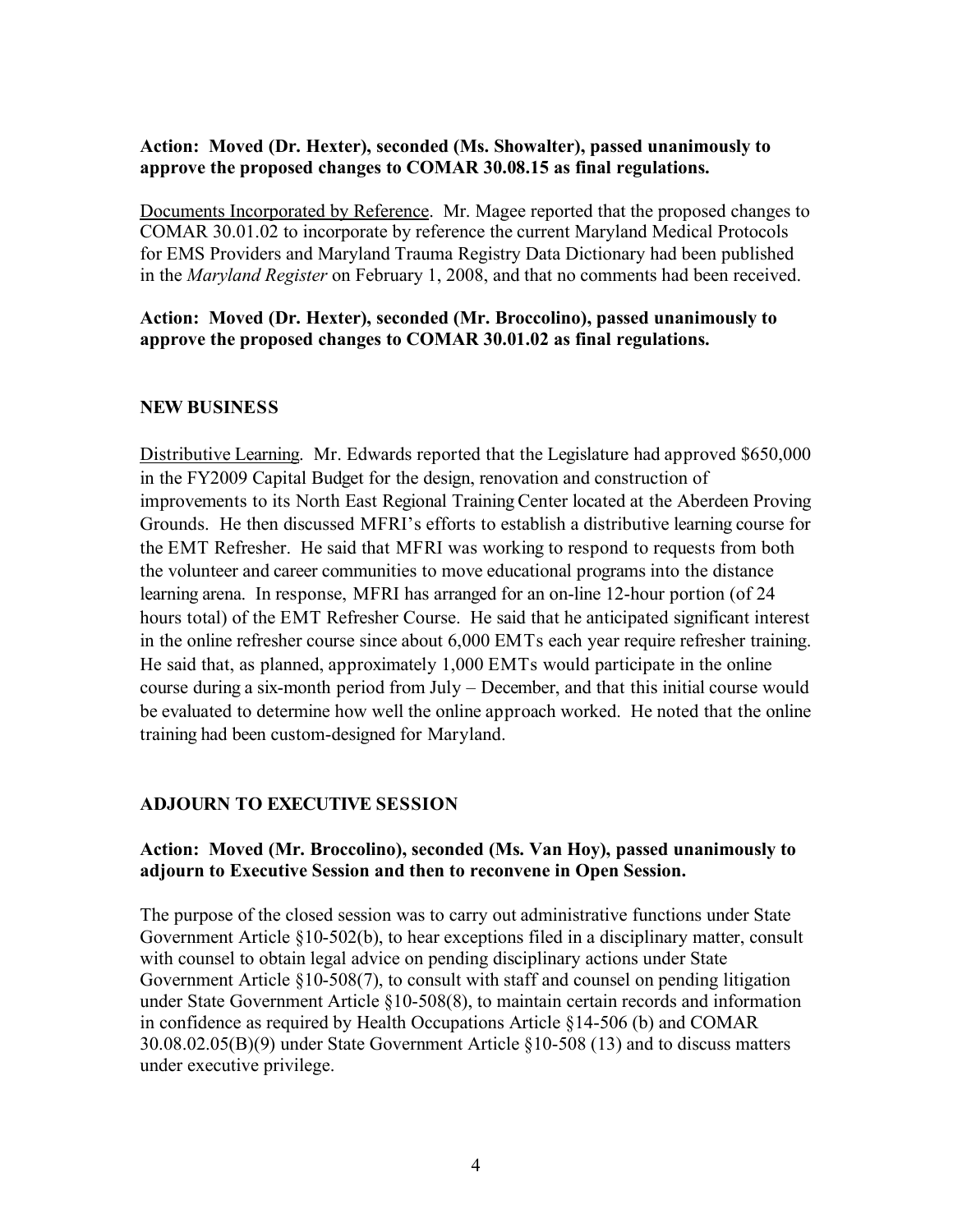**Action: Moved (Dr. Hexter), seconded (Ms. Showalter), passed unanimously to approve the proposed changes to COMAR 30.08.15 as final regulations.**

<u>Documents Incorporated by Reference</u>. Mr. Magee reported that the proposed changes to COMAR 30.01.02 to incorporate by reference the current Maryland Medical Protocols for EMS Providers and Maryland Trauma Registry Data Dictionary had been published in the *Maryland Register* on February 1, 2008, and that no comments had been received.

**Action: Moved (Dr. Hexter), seconded (Mr. Broccolino), passed unanimously to approve the proposed changes to COMAR 30.01.02 as final regulations.**

## NEW BUSINESS

<u>Distributive Learning</u>. Mr. Edwards reported that the Legislature had approved $650,000 in the FY2009 Capital Budget for the design, renovation and construction of improvements to its North East Regional Training Center located at the Aberdeen Proving Grounds. He then discussed MFRI's efforts to establish a distributive learning course for the EMT Refresher. He said that MFRI was working to respond to requests from both the volunteer and career communities to move educational programs into the distance learning arena. In response, MFRI has arranged for an on-line 12-hour portion (of 24 hours total) of the EMT Refresher Course. He said that he anticipated significant interest in the online refresher course since about 6,000 EMTs each year require refresher training. He said that, as planned, approximately 1,000 EMTs would participate in the online course during a six-month period from July – December, and that this initial course would be evaluated to determine how well the online approach worked. He noted that the online training had been custom-designed for Maryland.

## ADJOURN TO EXECUTIVE SESSION

**Action: Moved (Mr. Broccolino), seconded (Ms. Van Hoy), passed unanimously to adjourn to Executive Session and then to reconvene in Open Session.**

The purpose of the closed session was to carry out administrative functions under State Government Article §10-502(b), to hear exceptions filed in a disciplinary matter, consult with counsel to obtain legal advice on pending disciplinary actions under State Government Article §10-508(7), to consult with staff and counsel on pending litigation under State Government Article §10-508(8), to maintain certain records and information in confidence as required by Health Occupations Article §14-506 (b) and COMAR 30.08.02.05(B)(9) under State Government Article §10-508 (13) and to discuss matters under executive privilege.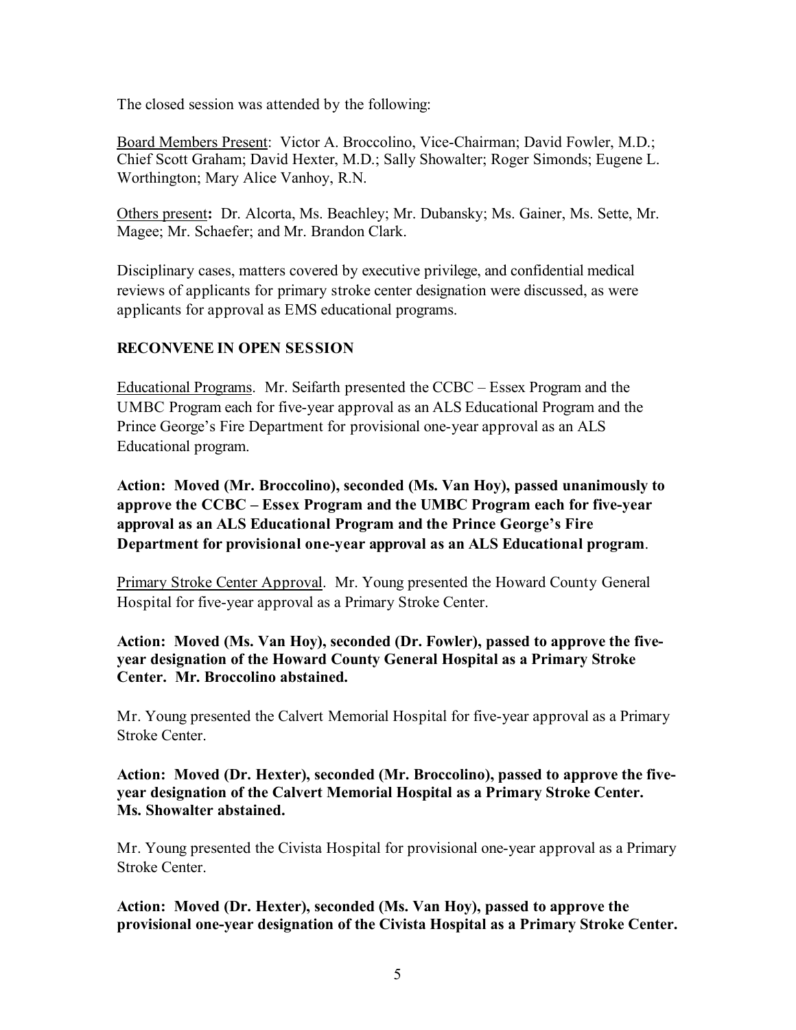The closed session was attended by the following:

Board Members Present: Victor A. Broccolino, Vice-Chairman; David Fowler, M.D.; Chief Scott Graham; David Hexter, M.D.; Sally Showalter; Roger Simonds; Eugene L. Worthington; Mary Alice Vanhoy, R.N.

Others present**:** Dr. Alcorta, Ms. Beachley; Mr. Dubansky; Ms. Gainer, Ms. Sette, Mr. Magee; Mr. Schaefer; and Mr. Brandon Clark.

Disciplinary cases, matters covered by executive privilege, and confidential medical reviews of applicants for primary stroke center designation were discussed, as were applicants for approval as EMS educational programs.

**RECONVENE IN OPEN SESSION**

Educational Programs. Mr. Seifarth presented the CCBC – Essex Program and the UMBC Program each for five-year approval as an ALS Educational Program and the Prince George's Fire Department for provisional one-year approval as an ALS Educational program.

**Action: Moved (Mr. Broccolino), seconded (Ms. Van Hoy), passed unanimously to approve the CCBC – Essex Program and the UMBC Program each for five-year approval as an ALS Educational Program and the Prince George's Fire Department for provisional one-year approval as an ALS Educational program**.

Primary Stroke Center Approval. Mr. Young presented the Howard County General Hospital for five-year approval as a Primary Stroke Center.

**Action: Moved (Ms. Van Hoy), seconded (Dr. Fowler), passed to approve the five-year designation of the Howard County General Hospital as a Primary Stroke Center. Mr. Broccolino abstained.**

Mr. Young presented the Calvert Memorial Hospital for five-year approval as a Primary Stroke Center.

**Action: Moved (Dr. Hexter), seconded (Mr. Broccolino), passed to approve the five-year designation of the Calvert Memorial Hospital as a Primary Stroke Center. Ms. Showalter abstained.**

Mr. Young presented the Civista Hospital for provisional one-year approval as a Primary Stroke Center.

**Action: Moved (Dr. Hexter), seconded (Ms. Van Hoy), passed to approve the provisional one-year designation of the Civista Hospital as a Primary Stroke Center.**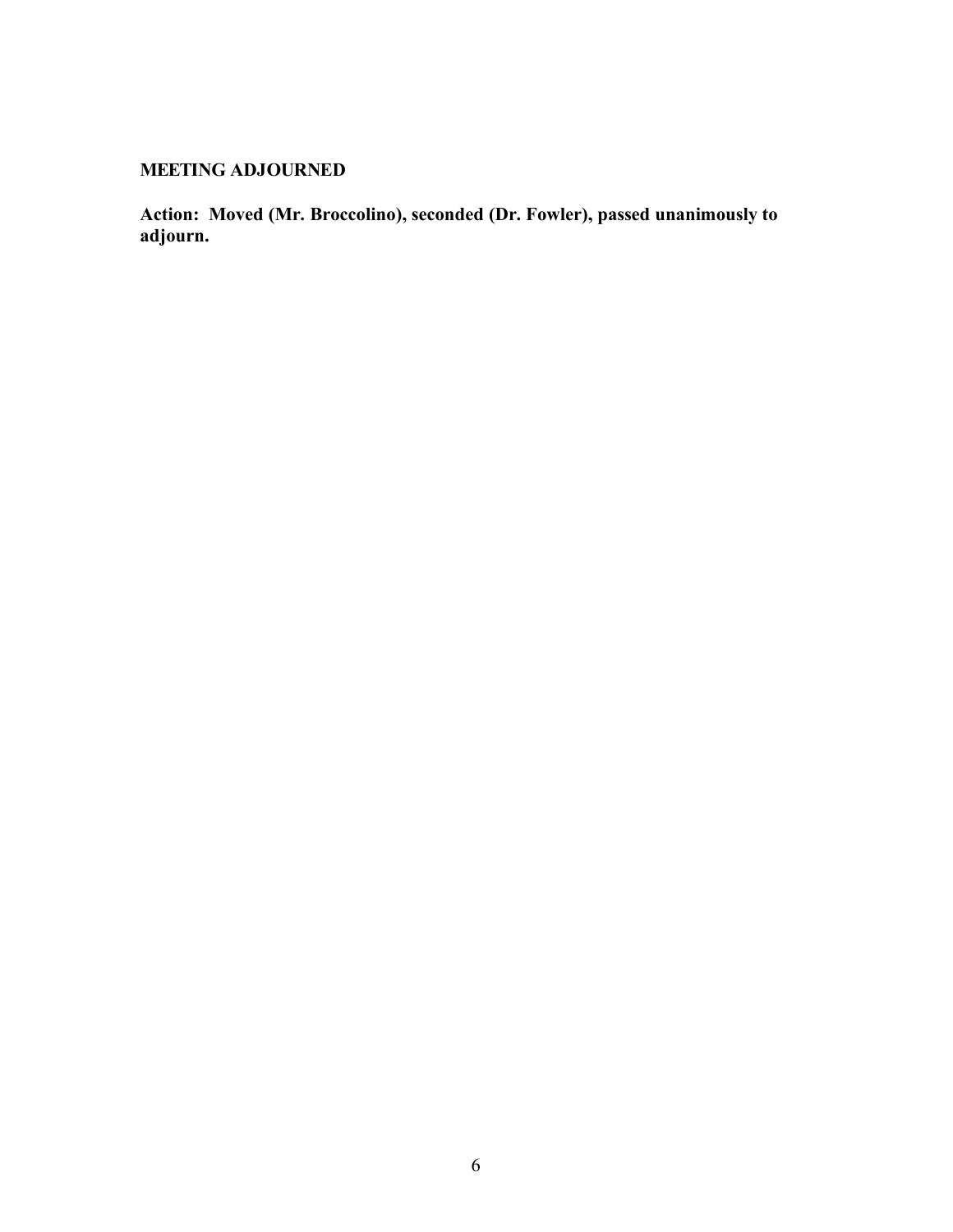**MEETING ADJOURNED**

**Action: Moved (Mr. Broccolino), seconded (Dr. Fowler), passed unanimously to adjourn.**